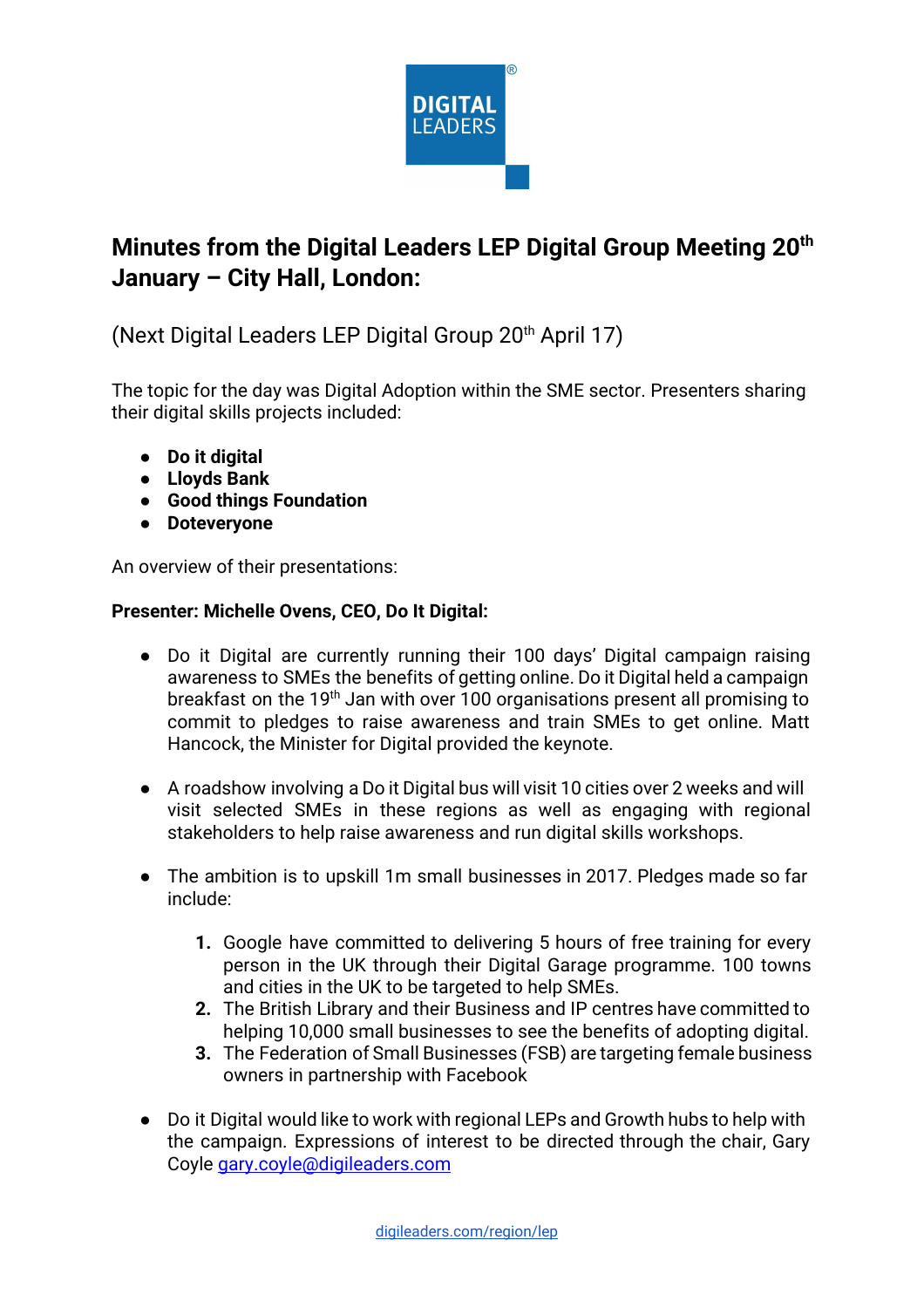# Minutes from the Digital Leaders LEP Digital Group Meeting 20th January – City Hall, London:

(Next Digital Leaders LEP Digital Group 20th April 17)

The topic for the day was Digital Adoption within the SME sector. Presenters sharing their digital skills projects included:

- **Do it digital**
- **Lloyds Bank**
- **Good things Foundation**
- **Doteveryone**

An overview of their presentations:

**Presenter: Michelle Ovens, CEO, Do It Digital:**

- Do it Digital are currently running their 100 days' Digital campaign raising awareness to SMEs the benefits of getting online. Do it Digital held a campaign breakfast on the 19th Jan with over 100 organisations present all promising to commit to pledges to raise awareness and train SMEs to get online. Matt Hancock, the Minister for Digital provided the keynote.

- A roadshow involving a Do it Digital bus will visit 10 cities over 2 weeks and will visit selected SMEs in these regions as well as engaging with regional stakeholders to help raise awareness and run digital skills workshops.

- The ambition is to upskill 1m small businesses in 2017. Pledges made so far include:

  1. Google have committed to delivering 5 hours of free training for every person in the UK through their Digital Garage programme. 100 towns and cities in the UK to be targeted to help SMEs.
  2. The British Library and their Business and IP centres have committed to helping 10,000 small businesses to see the benefits of adopting digital.
  3. The Federation of Small Businesses (FSB) are targeting female business owners in partnership with Facebook

- Do it Digital would like to work with regional LEPs and Growth hubs to help with the campaign. Expressions of interest to be directed through the chair, Gary Coyle gary.coyle@digileaders.com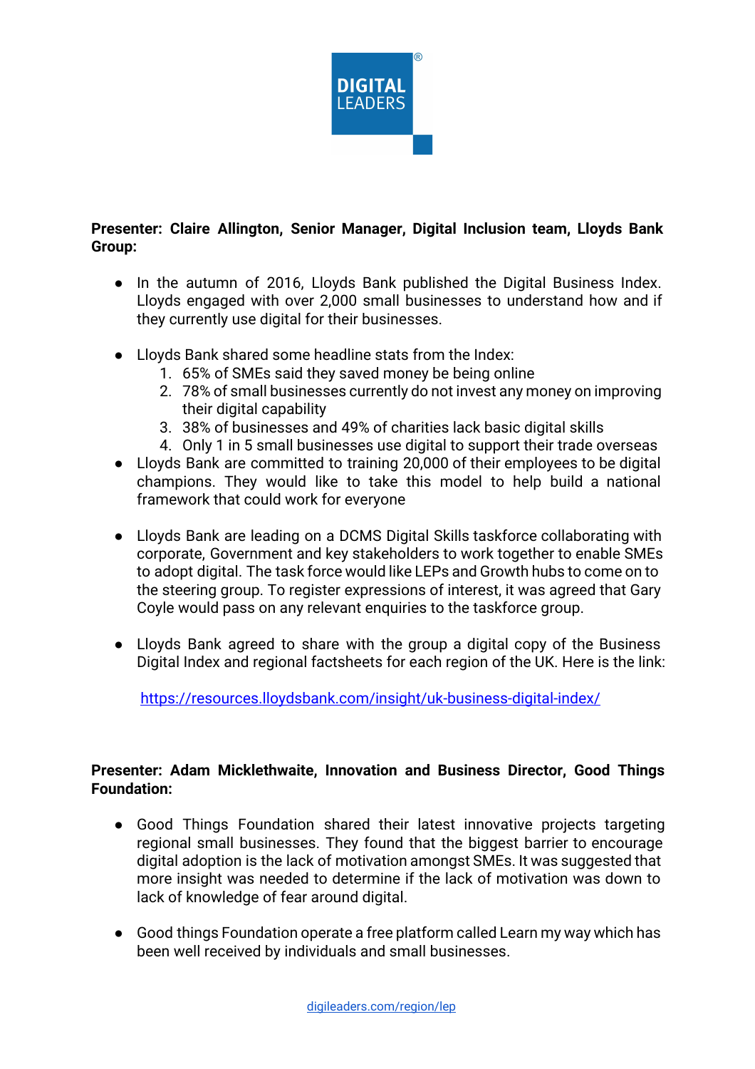**Presenter: Claire Allington, Senior Manager, Digital Inclusion team, Lloyds Bank Group:**

- In the autumn of 2016, Lloyds Bank published the Digital Business Index. Lloyds engaged with over 2,000 small businesses to understand how and if they currently use digital for their businesses.

- Lloyds Bank shared some headline stats from the Index:
  1. 65% of SMEs said they saved money be being online
  2. 78% of small businesses currently do not invest any money on improving their digital capability
  3. 38% of businesses and 49% of charities lack basic digital skills
  4. Only 1 in 5 small businesses use digital to support their trade overseas
- Lloyds Bank are committed to training 20,000 of their employees to be digital champions. They would like to take this model to help build a national framework that could work for everyone

- Lloyds Bank are leading on a DCMS Digital Skills taskforce collaborating with corporate, Government and key stakeholders to work together to enable SMEs to adopt digital. The task force would like LEPs and Growth hubs to come on to the steering group. To register expressions of interest, it was agreed that Gary Coyle would pass on any relevant enquiries to the taskforce group.

- Lloyds Bank agreed to share with the group a digital copy of the Business Digital Index and regional factsheets for each region of the UK. Here is the link:

  https://resources.lloydsbank.com/insight/uk-business-digital-index/

**Presenter: Adam Micklethwaite, Innovation and Business Director, Good Things Foundation:**

- Good Things Foundation shared their latest innovative projects targeting regional small businesses. They found that the biggest barrier to encourage digital adoption is the lack of motivation amongst SMEs. It was suggested that more insight was needed to determine if the lack of motivation was down to lack of knowledge of fear around digital.

- Good things Foundation operate a free platform called Learn my way which has been well received by individuals and small businesses.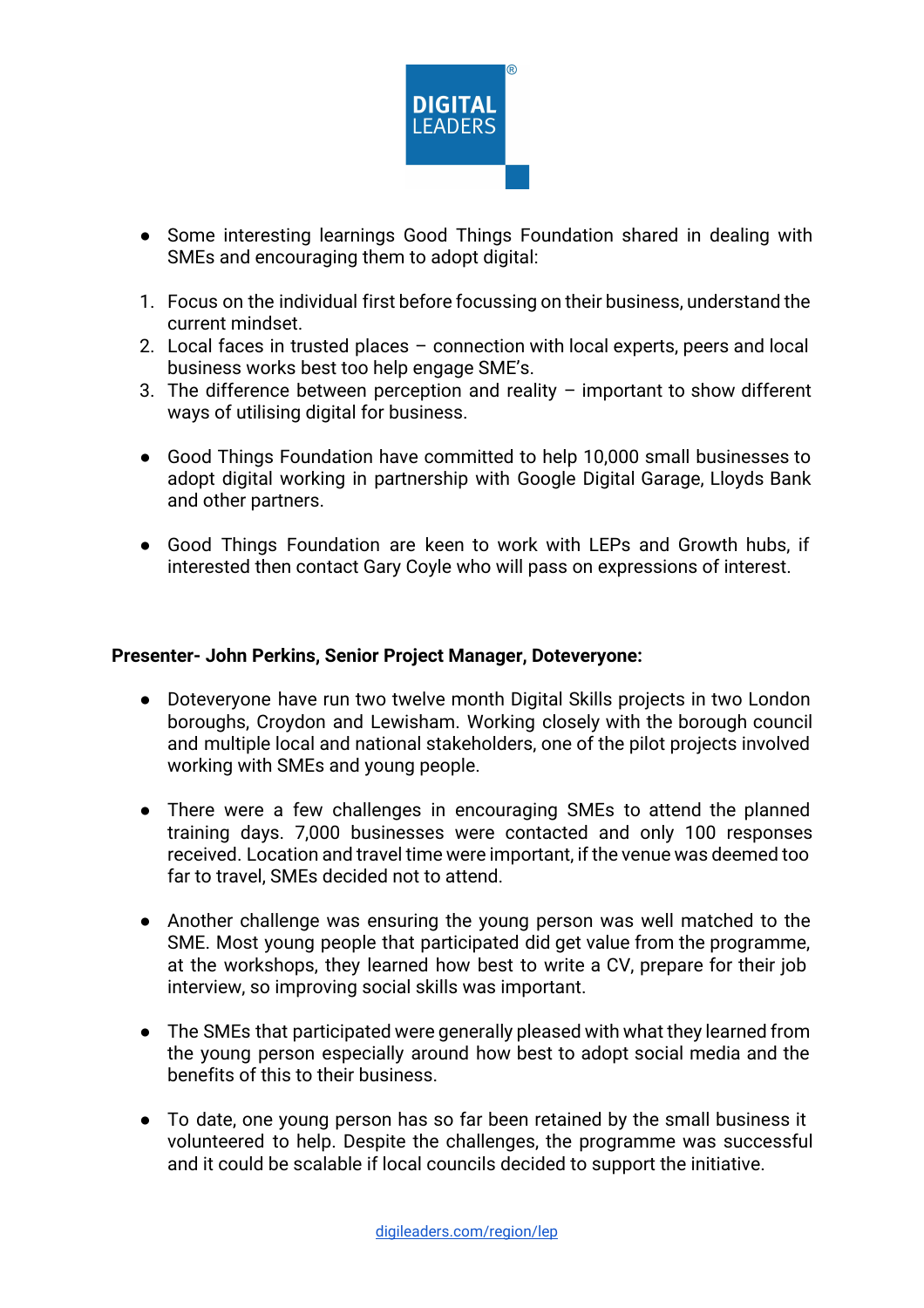- Some interesting learnings Good Things Foundation shared in dealing with SMEs and encouraging them to adopt digital:

1. Focus on the individual first before focussing on their business, understand the current mindset.
2. Local faces in trusted places – connection with local experts, peers and local business works best too help engage SME's.
3. The difference between perception and reality – important to show different ways of utilising digital for business.

- Good Things Foundation have committed to help 10,000 small businesses to adopt digital working in partnership with Google Digital Garage, Lloyds Bank and other partners.

- Good Things Foundation are keen to work with LEPs and Growth hubs, if interested then contact Gary Coyle who will pass on expressions of interest.

**Presenter- John Perkins, Senior Project Manager, Doteveryone:**

- Doteveryone have run two twelve month Digital Skills projects in two London boroughs, Croydon and Lewisham. Working closely with the borough council and multiple local and national stakeholders, one of the pilot projects involved working with SMEs and young people.

- There were a few challenges in encouraging SMEs to attend the planned training days. 7,000 businesses were contacted and only 100 responses received. Location and travel time were important, if the venue was deemed too far to travel, SMEs decided not to attend.

- Another challenge was ensuring the young person was well matched to the SME. Most young people that participated did get value from the programme, at the workshops, they learned how best to write a CV, prepare for their job interview, so improving social skills was important.

- The SMEs that participated were generally pleased with what they learned from the young person especially around how best to adopt social media and the benefits of this to their business.

- To date, one young person has so far been retained by the small business it volunteered to help. Despite the challenges, the programme was successful and it could be scalable if local councils decided to support the initiative.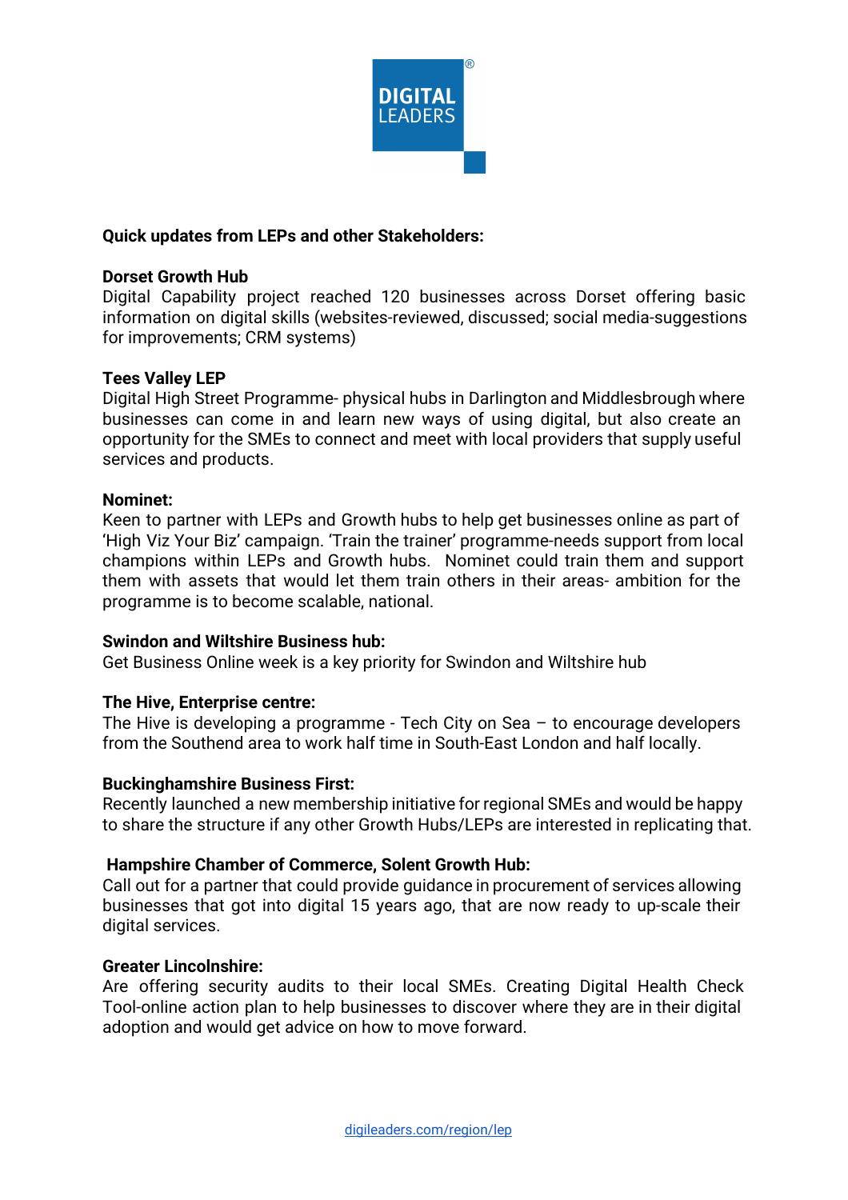**Quick updates from LEPs and other Stakeholders:**

**Dorset Growth Hub**
Digital Capability project reached 120 businesses across Dorset offering basic information on digital skills (websites-reviewed, discussed; social media-suggestions for improvements; CRM systems)

**Tees Valley LEP**
Digital High Street Programme- physical hubs in Darlington and Middlesbrough where businesses can come in and learn new ways of using digital, but also create an opportunity for the SMEs to connect and meet with local providers that supply useful services and products.

**Nominet:**
Keen to partner with LEPs and Growth hubs to help get businesses online as part of 'High Viz Your Biz' campaign. 'Train the trainer' programme-needs support from local champions within LEPs and Growth hubs. Nominet could train them and support them with assets that would let them train others in their areas- ambition for the programme is to become scalable, national.

**Swindon and Wiltshire Business hub:**
Get Business Online week is a key priority for Swindon and Wiltshire hub

**The Hive, Enterprise centre:**
The Hive is developing a programme - Tech City on Sea – to encourage developers from the Southend area to work half time in South-East London and half locally.

**Buckinghamshire Business First:**
Recently launched a new membership initiative for regional SMEs and would be happy to share the structure if any other Growth Hubs/LEPs are interested in replicating that.

**Hampshire Chamber of Commerce, Solent Growth Hub:**
Call out for a partner that could provide guidance in procurement of services allowing businesses that got into digital 15 years ago, that are now ready to up-scale their digital services.

**Greater Lincolnshire:**
Are offering security audits to their local SMEs. Creating Digital Health Check Tool-online action plan to help businesses to discover where they are in their digital adoption and would get advice on how to move forward.

digileaders.com/region/lep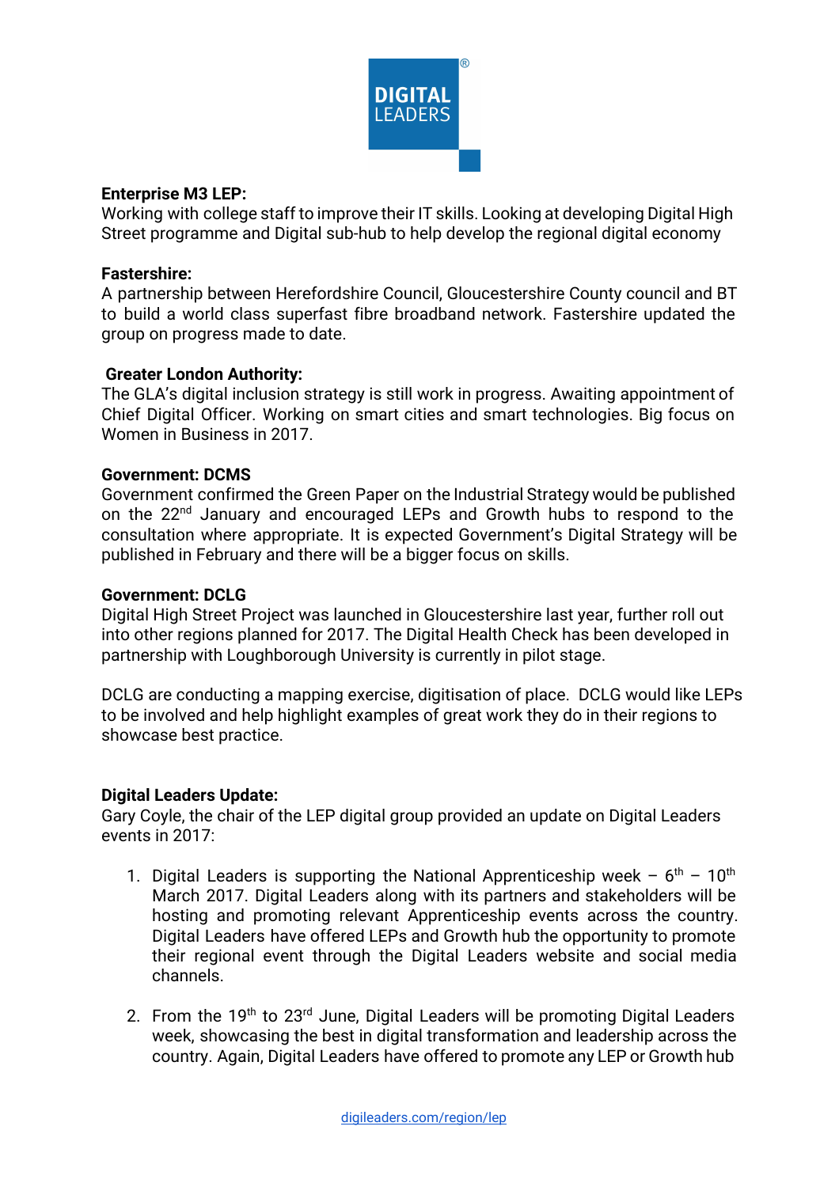**Enterprise M3 LEP:**
Working with college staff to improve their IT skills. Looking at developing Digital High Street programme and Digital sub-hub to help develop the regional digital economy

**Fastershire:**
A partnership between Herefordshire Council, Gloucestershire County council and BT to build a world class superfast fibre broadband network. Fastershire updated the group on progress made to date.

**Greater London Authority:**
The GLA's digital inclusion strategy is still work in progress. Awaiting appointment of Chief Digital Officer. Working on smart cities and smart technologies. Big focus on Women in Business in 2017.

**Government: DCMS**
Government confirmed the Green Paper on the Industrial Strategy would be published on the 22nd January and encouraged LEPs and Growth hubs to respond to the consultation where appropriate. It is expected Government's Digital Strategy will be published in February and there will be a bigger focus on skills.

**Government: DCLG**
Digital High Street Project was launched in Gloucestershire last year, further roll out into other regions planned for 2017. The Digital Health Check has been developed in partnership with Loughborough University is currently in pilot stage.

DCLG are conducting a mapping exercise, digitisation of place. DCLG would like LEPs to be involved and help highlight examples of great work they do in their regions to showcase best practice.

**Digital Leaders Update:**
Gary Coyle, the chair of the LEP digital group provided an update on Digital Leaders events in 2017:

1. Digital Leaders is supporting the National Apprenticeship week – 6th – 10th March 2017. Digital Leaders along with its partners and stakeholders will be hosting and promoting relevant Apprenticeship events across the country. Digital Leaders have offered LEPs and Growth hub the opportunity to promote their regional event through the Digital Leaders website and social media channels.

2. From the 19th to 23rd June, Digital Leaders will be promoting Digital Leaders week, showcasing the best in digital transformation and leadership across the country. Again, Digital Leaders have offered to promote any LEP or Growth hub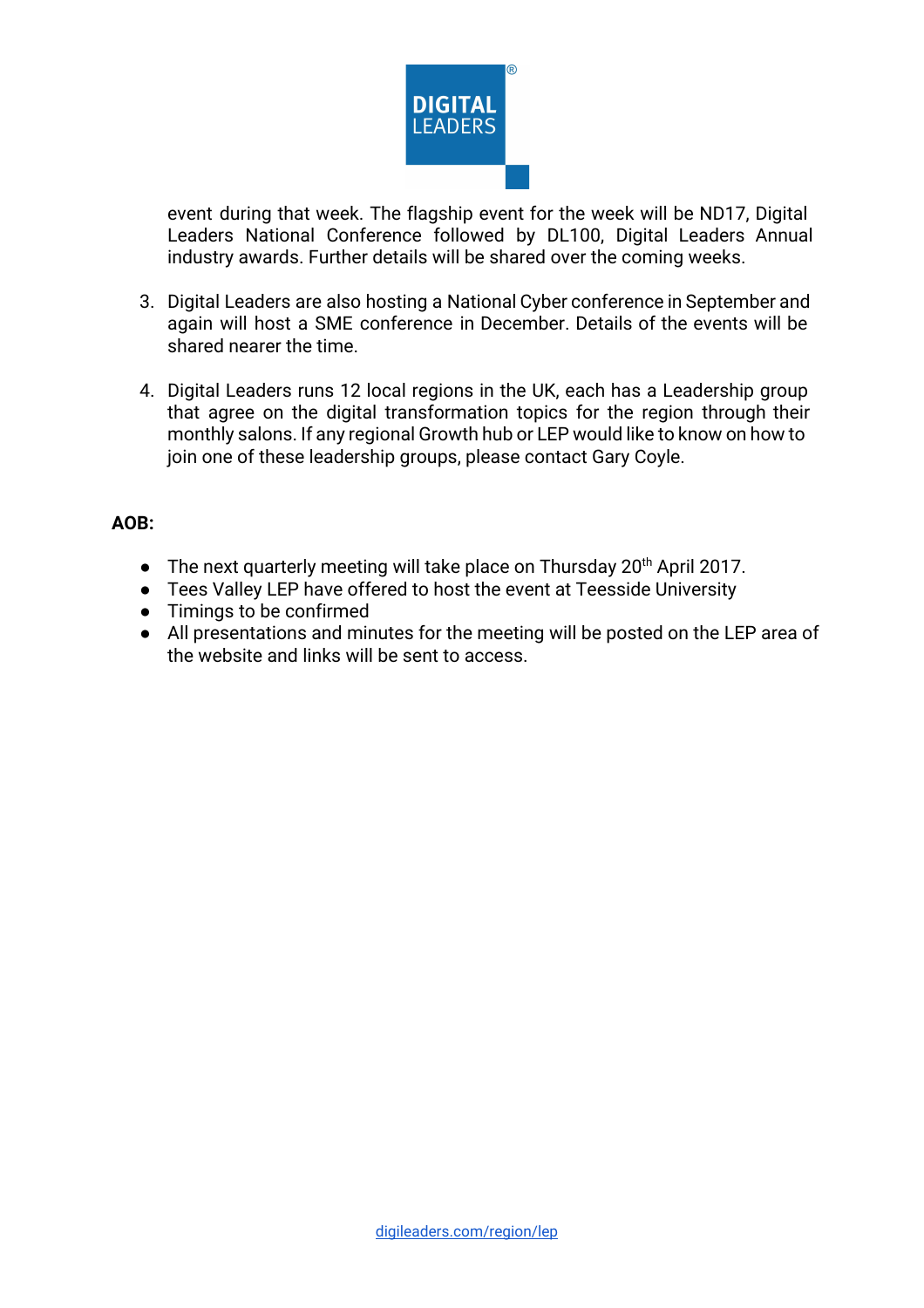event during that week. The flagship event for the week will be ND17, Digital Leaders National Conference followed by DL100, Digital Leaders Annual industry awards. Further details will be shared over the coming weeks.

3. Digital Leaders are also hosting a National Cyber conference in September and again will host a SME conference in December. Details of the events will be shared nearer the time.

4. Digital Leaders runs 12 local regions in the UK, each has a Leadership group that agree on the digital transformation topics for the region through their monthly salons. If any regional Growth hub or LEP would like to know on how to join one of these leadership groups, please contact Gary Coyle.

**AOB:**

- The next quarterly meeting will take place on Thursday 20th April 2017.
- Tees Valley LEP have offered to host the event at Teesside University
- Timings to be confirmed
- All presentations and minutes for the meeting will be posted on the LEP area of the website and links will be sent to access.